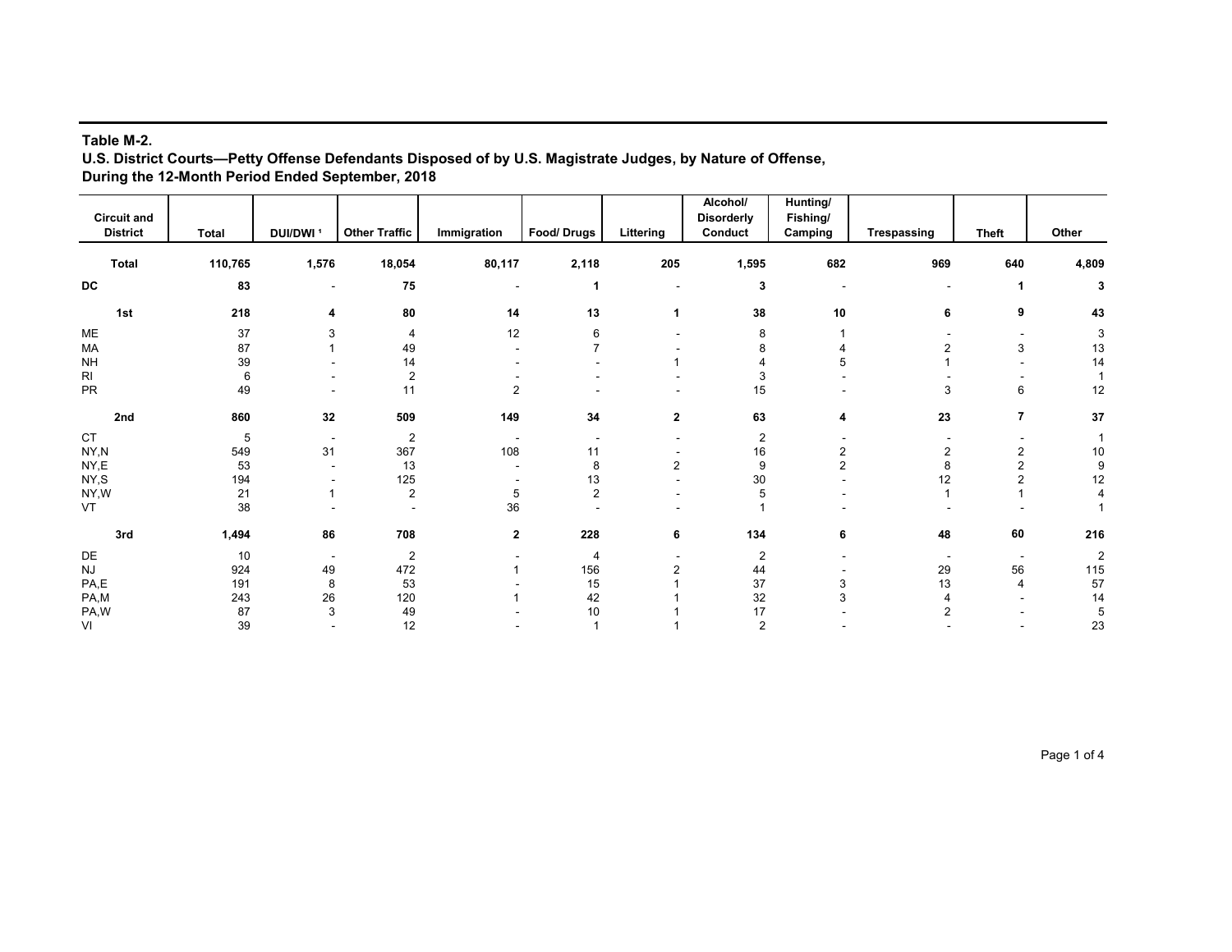**Table M-2.**
**U.S. District Courts—Petty Offense Defendants Disposed of by U.S. Magistrate Judges, by Nature of Offense, During the 12-Month Period Ended September, 2018**

| Circuit and District | Total | DUI/DWI [1] | Other Traffic | Immigration | Food/ Drugs | Littering | Alcohol/ Disorderly Conduct | Hunting/ Fishing/ Camping | Trespassing | Theft | Other |
|---|---|---|---|---|---|---|---|---|---|---|---|
| **Total** | **110,765** | **1,576** | **18,054** | **80,117** | **2,118** | **205** | **1,595** | **682** | **969** | **640** | **4,809** |
| **DC** | **83** | **-** | **75** | **-** | **1** | **-** | **3** | **-** | **-** | **1** | **3** |
| **1st** | **218** | **4** | **80** | **14** | **13** | **1** | **38** | **10** | **6** | **9** | **43** |
| ME | 37 | 3 | 4 | 12 | 6 | - | 8 | 1 | - | - | 3 |
| MA | 87 | 1 | 49 | - | 7 | - | 8 | 4 | 2 | 3 | 13 |
| NH | 39 | - | 14 | - | - | 1 | 4 | 5 | 1 | - | 14 |
| RI | 6 | - | 2 | - | - | - | 3 | - | - | - | 1 |
| PR | 49 | - | 11 | 2 | - | - | 15 | - | 3 | 6 | 12 |
| **2nd** | **860** | **32** | **509** | **149** | **34** | **2** | **63** | **4** | **23** | **7** | **37** |
| CT | 5 | - | 2 | - | - | - | 2 | - | - | - | 1 |
| NY,N | 549 | 31 | 367 | 108 | 11 | - | 16 | 2 | 2 | 2 | 10 |
| NY,E | 53 | - | 13 | - | 8 | 2 | 9 | 2 | 8 | 2 | 9 |
| NY,S | 194 | - | 125 | - | 13 | - | 30 | - | 12 | 2 | 12 |
| NY,W | 21 | 1 | 2 | 5 | 2 | - | 5 | - | 1 | 1 | 4 |
| VT | 38 | - | - | 36 | - | - | 1 | - | - | - | 1 |
| **3rd** | **1,494** | **86** | **708** | **2** | **228** | **6** | **134** | **6** | **48** | **60** | **216** |
| DE | 10 | - | 2 | - | 4 | - | 2 | - | - | - | 2 |
| NJ | 924 | 49 | 472 | 1 | 156 | 2 | 44 | - | 29 | 56 | 115 |
| PA,E | 191 | 8 | 53 | - | 15 | 1 | 37 | 3 | 13 | 4 | 57 |
| PA,M | 243 | 26 | 120 | 1 | 42 | 1 | 32 | 3 | 4 | - | 14 |
| PA,W | 87 | 3 | 49 | - | 10 | 1 | 17 | - | 2 | - | 5 |
| VI | 39 | - | 12 | - | 1 | 1 | 2 | - | - | - | 23 |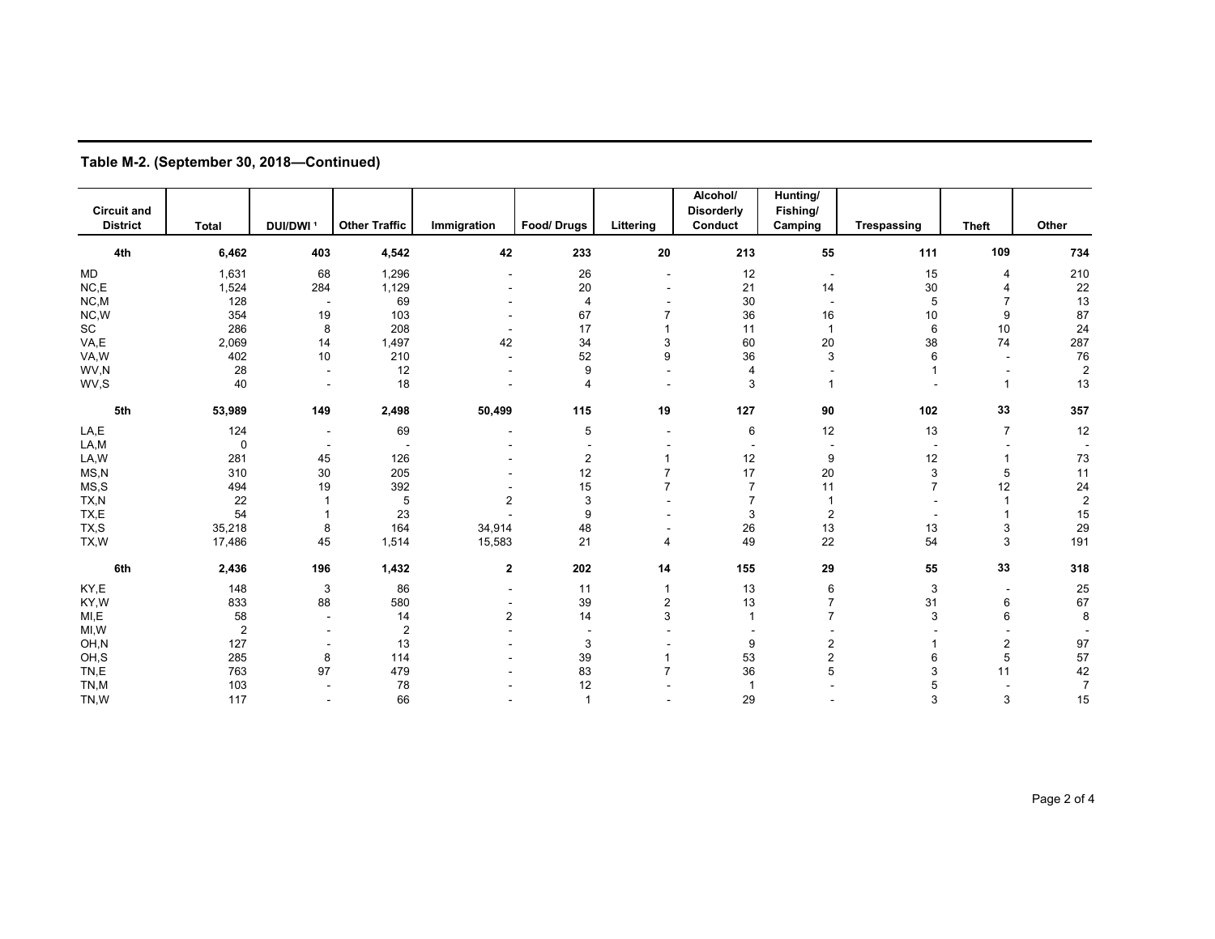**Table M-2. (September 30, 2018—Continued)**

| Circuit and District | Total | DUI/DWI [1] | Other Traffic | Immigration | Food/ Drugs | Littering | Alcohol/ Disorderly Conduct | Hunting/ Fishing/ Camping | Trespassing | Theft | Other |
|---|---|---|---|---|---|---|---|---|---|---|---|
| **4th** | **6,462** | **403** | **4,542** | **42** | **233** | **20** | **213** | **55** | **111** | **109** | **734** |
| MD | 1,631 | 68 | 1,296 | - | 26 | - | 12 | - | 15 | 4 | 210 |
| NC,E | 1,524 | 284 | 1,129 | - | 20 | - | 21 | 14 | 30 | 4 | 22 |
| NC,M | 128 | - | 69 | - | 4 | - | 30 | - | 5 | 7 | 13 |
| NC,W | 354 | 19 | 103 | - | 67 | 7 | 36 | 16 | 10 | 9 | 87 |
| SC | 286 | 8 | 208 | - | 17 | 1 | 11 | 1 | 6 | 10 | 24 |
| VA,E | 2,069 | 14 | 1,497 | 42 | 34 | 3 | 60 | 20 | 38 | 74 | 287 |
| VA,W | 402 | 10 | 210 | - | 52 | 9 | 36 | 3 | 6 | - | 76 |
| WV,N | 28 | - | 12 | - | 9 | - | 4 | - | 1 | - | 2 |
| WV,S | 40 | - | 18 | - | 4 | - | 3 | 1 | - | 1 | 13 |
| **5th** | **53,989** | **149** | **2,498** | **50,499** | **115** | **19** | **127** | **90** | **102** | **33** | **357** |
| LA,E | 124 | - | 69 | - | 5 | - | 6 | 12 | 13 | 7 | 12 |
| LA,M | 0 | - | - | - | - | - | - | - | - | - | - |
| LA,W | 281 | 45 | 126 | - | 2 | 1 | 12 | 9 | 12 | 1 | 73 |
| MS,N | 310 | 30 | 205 | - | 12 | 7 | 17 | 20 | 3 | 5 | 11 |
| MS,S | 494 | 19 | 392 | - | 15 | 7 | 7 | 11 | 7 | 12 | 24 |
| TX,N | 22 | 1 | 5 | 2 | 3 | - | 7 | 1 | - | 1 | 2 |
| TX,E | 54 | 1 | 23 | - | 9 | - | 3 | 2 | - | 1 | 15 |
| TX,S | 35,218 | 8 | 164 | 34,914 | 48 | - | 26 | 13 | 13 | 3 | 29 |
| TX,W | 17,486 | 45 | 1,514 | 15,583 | 21 | 4 | 49 | 22 | 54 | 3 | 191 |
| **6th** | **2,436** | **196** | **1,432** | **2** | **202** | **14** | **155** | **29** | **55** | **33** | **318** |
| KY,E | 148 | 3 | 86 | - | 11 | 1 | 13 | 6 | 3 | - | 25 |
| KY,W | 833 | 88 | 580 | - | 39 | 2 | 13 | 7 | 31 | 6 | 67 |
| MI,E | 58 | - | 14 | 2 | 14 | 3 | 1 | 7 | 3 | 6 | 8 |
| MI,W | 2 | - | 2 | - | - | - | - | - | - | - | - |
| OH,N | 127 | - | 13 | - | 3 | - | 9 | 2 | 1 | 2 | 97 |
| OH,S | 285 | 8 | 114 | - | 39 | 1 | 53 | 2 | 6 | 5 | 57 |
| TN,E | 763 | 97 | 479 | - | 83 | 7 | 36 | 5 | 3 | 11 | 42 |
| TN,M | 103 | - | 78 | - | 12 | - | 1 | - | 5 | - | 7 |
| TN,W | 117 | - | 66 | - | 1 | - | 29 | - | 3 | 3 | 15 |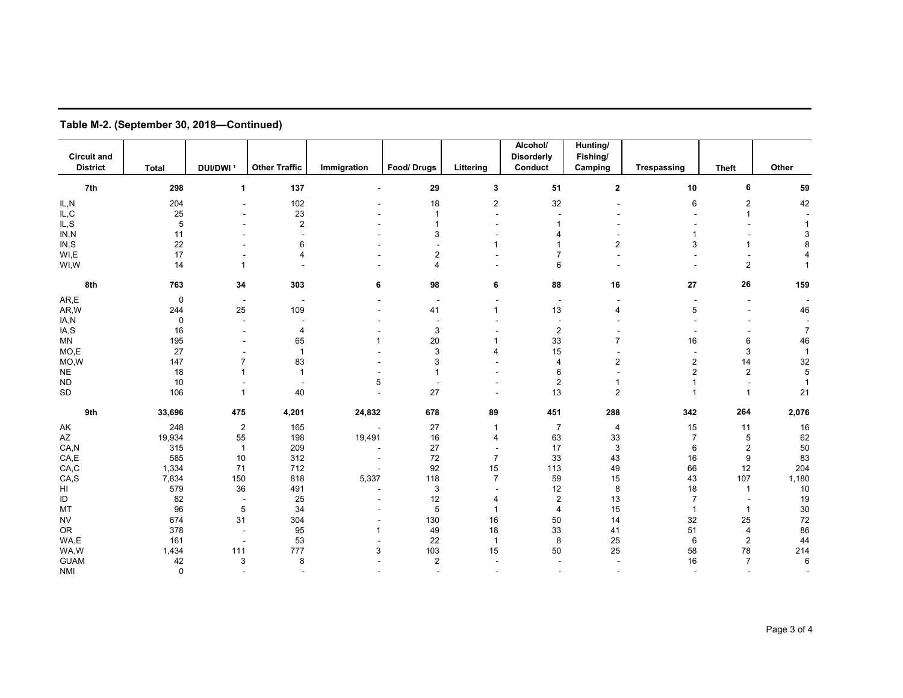## Table M-2. (September 30, 2018—Continued)

| Circuit and District | Total | DUI/DWI [1] | Other Traffic | Immigration | Food/ Drugs | Littering | Alcohol/ Disorderly Conduct | Hunting/ Fishing/ Camping | Trespassing | Theft | Other |
|---|---|---|---|---|---|---|---|---|---|---|---|
| **7th** | **298** | **1** | **137** | **-** | **29** | **3** | **51** | **2** | **10** | **6** | **59** |
| IL,N | 204 | - | 102 | - | 18 | 2 | 32 | - | 6 | 2 | 42 |
| IL,C | 25 | - | 23 | - | 1 | - | - | - | - | 1 | - |
| IL,S | 5 | - | 2 | - | 1 | - | 1 | - | - | - | 1 |
| IN,N | 11 | - | - | - | 3 | - | 4 | - | 1 | - | 3 |
| IN,S | 22 | - | 6 | - | - | 1 | 1 | 2 | 3 | 1 | 8 |
| WI,E | 17 | - | 4 | - | 2 | - | 7 | - | - | - | 4 |
| WI,W | 14 | 1 | - | - | 4 | - | 6 | - | - | 2 | 1 |
| **8th** | **763** | **34** | **303** | **6** | **98** | **6** | **88** | **16** | **27** | **26** | **159** |
| AR,E | 0 | - | - | - | - | - | - | - | - | - | - |
| AR,W | 244 | 25 | 109 | - | 41 | 1 | 13 | 4 | 5 | - | 46 |
| IA,N | 0 | - | - | - | - | - | - | - | - | - | - |
| IA,S | 16 | - | 4 | - | 3 | - | 2 | - | - | - | 7 |
| MN | 195 | - | 65 | 1 | 20 | 1 | 33 | 7 | 16 | 6 | 46 |
| MO,E | 27 | - | 1 | - | 3 | 4 | 15 | - | - | 3 | 1 |
| MO,W | 147 | 7 | 83 | - | 3 | - | 4 | 2 | 2 | 14 | 32 |
| NE | 18 | 1 | 1 | - | 1 | - | 6 | - | 2 | 2 | 5 |
| ND | 10 | - | - | 5 | - | - | 2 | 1 | 1 | - | 1 |
| SD | 106 | 1 | 40 | - | 27 | - | 13 | 2 | 1 | 1 | 21 |
| **9th** | **33,696** | **475** | **4,201** | **24,832** | **678** | **89** | **451** | **288** | **342** | **264** | **2,076** |
| AK | 248 | 2 | 165 | - | 27 | 1 | 7 | 4 | 15 | 11 | 16 |
| AZ | 19,934 | 55 | 198 | 19,491 | 16 | 4 | 63 | 33 | 7 | 5 | 62 |
| CA,N | 315 | 1 | 209 | - | 27 | - | 17 | 3 | 6 | 2 | 50 |
| CA,E | 585 | 10 | 312 | - | 72 | 7 | 33 | 43 | 16 | 9 | 83 |
| CA,C | 1,334 | 71 | 712 | - | 92 | 15 | 113 | 49 | 66 | 12 | 204 |
| CA,S | 7,834 | 150 | 818 | 5,337 | 118 | 7 | 59 | 15 | 43 | 107 | 1,180 |
| HI | 579 | 36 | 491 | - | 3 | - | 12 | 8 | 18 | 1 | 10 |
| ID | 82 | - | 25 | - | 12 | 4 | 2 | 13 | 7 | - | 19 |
| MT | 96 | 5 | 34 | - | 5 | 1 | 4 | 15 | 1 | 1 | 30 |
| NV | 674 | 31 | 304 | - | 130 | 16 | 50 | 14 | 32 | 25 | 72 |
| OR | 378 | - | 95 | 1 | 49 | 18 | 33 | 41 | 51 | 4 | 86 |
| WA,E | 161 | - | 53 | - | 22 | 1 | 8 | 25 | 6 | 2 | 44 |
| WA,W | 1,434 | 111 | 777 | 3 | 103 | 15 | 50 | 25 | 58 | 78 | 214 |
| GUAM | 42 | 3 | 8 | - | 2 | - | - | - | 16 | 7 | 6 |
| NMI | 0 | - | - | - | - | - | - | - | - | - | - |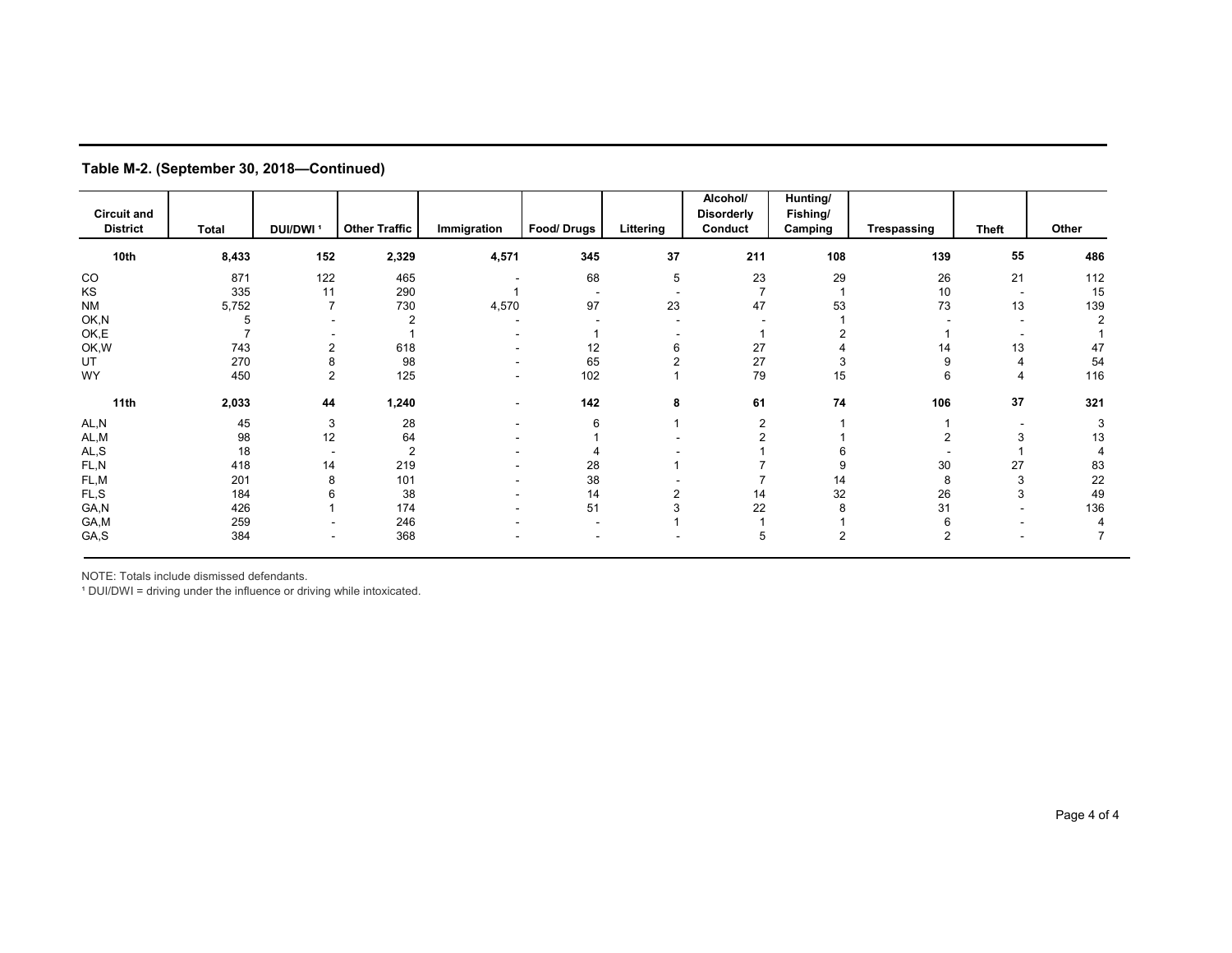**Table M-2. (September 30, 2018—Continued)**

| Circuit and District | Total | DUI/DWI [1] | Other Traffic | Immigration | Food/ Drugs | Littering | Alcohol/ Disorderly Conduct | Hunting/ Fishing/ Camping | Trespassing | Theft | Other |
|---|---|---|---|---|---|---|---|---|---|---|---|
| **10th** | **8,433** | **152** | **2,329** | **4,571** | **345** | **37** | **211** | **108** | **139** | **55** | **486** |
| CO | 871 | 122 | 465 | - | 68 | 5 | 23 | 29 | 26 | 21 | 112 |
| KS | 335 | 11 | 290 | 1 | - | - | 7 | 1 | 10 | - | 15 |
| NM | 5,752 | 7 | 730 | 4,570 | 97 | 23 | 47 | 53 | 73 | 13 | 139 |
| OK,N | 5 | - | 2 | - | - | - | - | 1 | - | - | 2 |
| OK,E | 7 | - | 1 | - | 1 | - | 1 | 2 | 1 | - | 1 |
| OK,W | 743 | 2 | 618 | - | 12 | 6 | 27 | 4 | 14 | 13 | 47 |
| UT | 270 | 8 | 98 | - | 65 | 2 | 27 | 3 | 9 | 4 | 54 |
| WY | 450 | 2 | 125 | - | 102 | 1 | 79 | 15 | 6 | 4 | 116 |
| **11th** | **2,033** | **44** | **1,240** | **-** | **142** | **8** | **61** | **74** | **106** | **37** | **321** |
| AL,N | 45 | 3 | 28 | - | 6 | 1 | 2 | 1 | 1 | - | 3 |
| AL,M | 98 | 12 | 64 | - | 1 | - | 2 | 1 | 2 | 3 | 13 |
| AL,S | 18 | - | 2 | - | 4 | - | 1 | 6 | - | 1 | 4 |
| FL,N | 418 | 14 | 219 | - | 28 | 1 | 7 | 9 | 30 | 27 | 83 |
| FL,M | 201 | 8 | 101 | - | 38 | - | 7 | 14 | 8 | 3 | 22 |
| FL,S | 184 | 6 | 38 | - | 14 | 2 | 14 | 32 | 26 | 3 | 49 |
| GA,N | 426 | 1 | 174 | - | 51 | 3 | 22 | 8 | 31 | - | 136 |
| GA,M | 259 | - | 246 | - | - | 1 | 1 | 1 | 6 | - | 4 |
| GA,S | 384 | - | 368 | - | - | - | 5 | 2 | 2 | - | 7 |

NOTE: Totals include dismissed defendants.

[1] DUI/DWI = driving under the influence or driving while intoxicated.